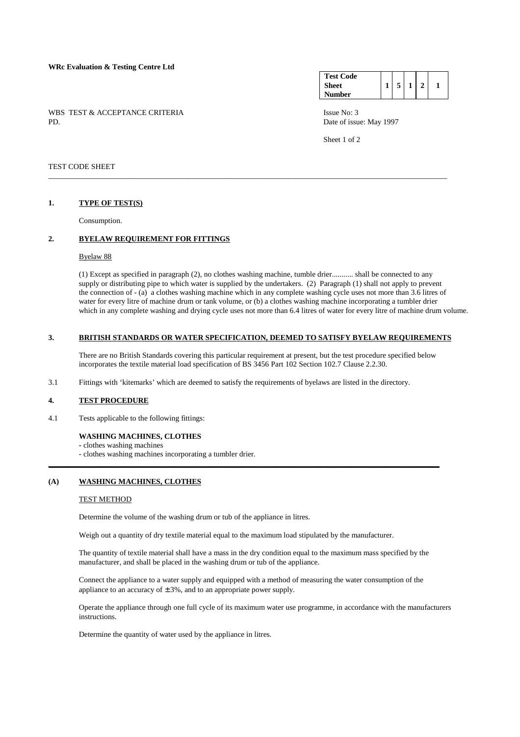**WRc Evaluation & Testing Centre Ltd**

| **Test Code Sheet Number** | 1 | 5 | 1 | 2 | 1 |
|---|---|---|---|---|---|

WBS TEST & ACCEPTANCE CRITERIA
PD.

Issue No: 3
Date of issue: May 1997

TEST CODE SHEET

---

## 1. TYPE OF TEST(S)

Consumption.

## 2. BYELAW REQUIREMENT FOR FITTINGS

Byelaw 88

(1) Except as specified in paragraph (2), no clothes washing machine, tumble drier........... shall be connected to any supply or distributing pipe to which water is supplied by the undertakers. (2) Paragraph (1) shall not apply to prevent the connection of - (a) a clothes washing machine which in any complete washing cycle uses not more than 3.6 litres of water for every litre of machine drum or tank volume, or (b) a clothes washing machine incorporating a tumbler drier which in any complete washing and drying cycle uses not more than 6.4 litres of water for every litre of machine drum volume.

## 3. BRITISH STANDARDS OR WATER SPECIFICATION, DEEMED TO SATISFY BYELAW REQUIREMENTS

There are no British Standards covering this particular requirement at present, but the test procedure specified below incorporates the textile material load specification of BS 3456 Part 102 Section 102.7 Clause 2.2.30.

3.1 Fittings with 'kitemarks' which are deemed to satisfy the requirements of byelaws are listed in the directory.

## 4. TEST PROCEDURE

4.1 Tests applicable to the following fittings:

**WASHING MACHINES, CLOTHES**

- clothes washing machines
- clothes washing machines incorporating a tumbler drier.

---

## (A) WASHING MACHINES, CLOTHES

TEST METHOD

Determine the volume of the washing drum or tub of the appliance in litres.

Weigh out a quantity of dry textile material equal to the maximum load stipulated by the manufacturer.

The quantity of textile material shall have a mass in the dry condition equal to the maximum mass specified by the manufacturer, and shall be placed in the washing drum or tub of the appliance.

Connect the appliance to a water supply and equipped with a method of measuring the water consumption of the appliance to an accuracy of ± 3%, and to an appropriate power supply.

Operate the appliance through one full cycle of its maximum water use programme, in accordance with the manufacturers instructions.

Determine the quantity of water used by the appliance in litres.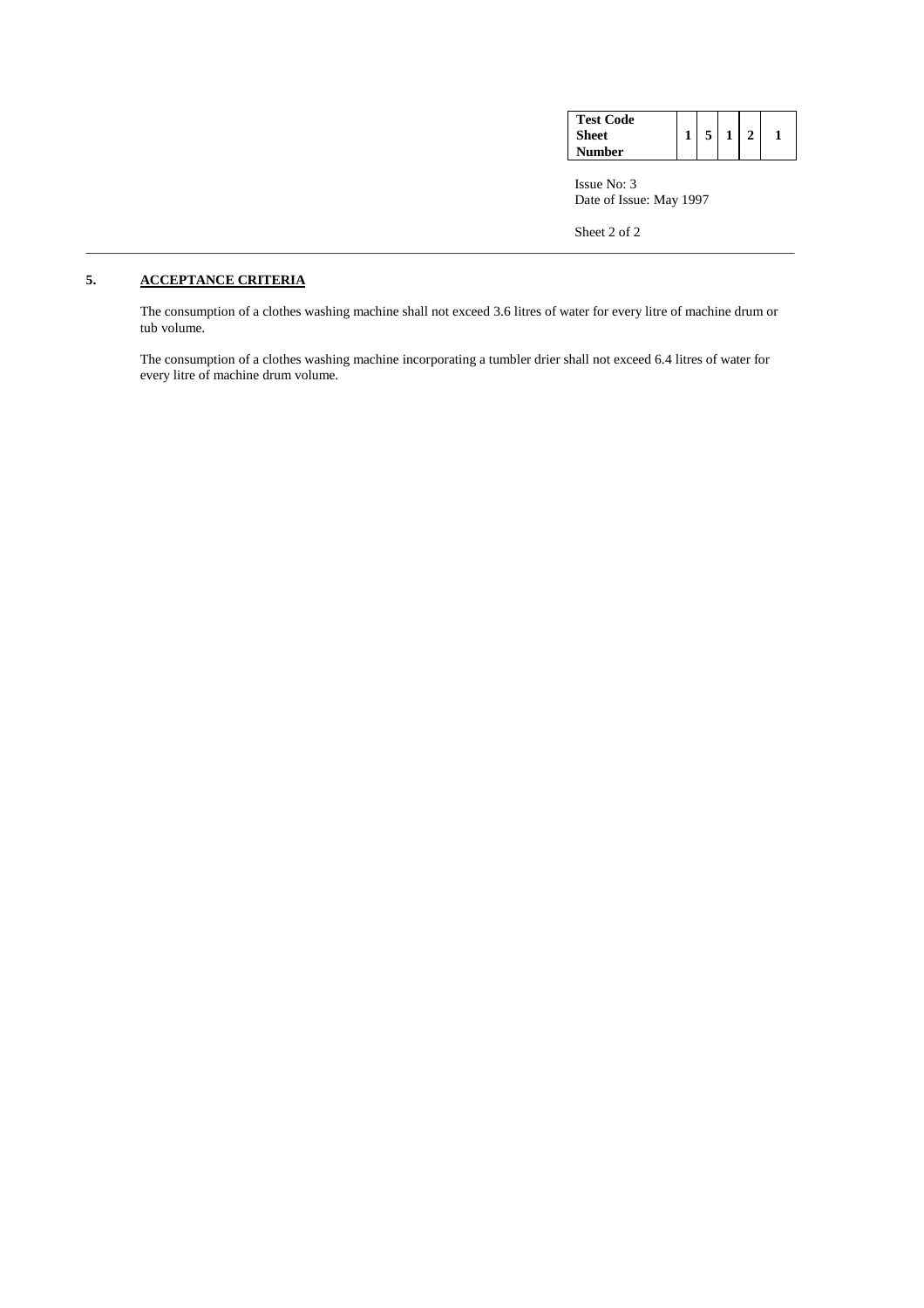## 5. ACCEPTANCE CRITERIA

The consumption of a clothes washing machine shall not exceed 3.6 litres of water for every litre of machine drum or tub volume.

The consumption of a clothes washing machine incorporating a tumbler drier shall not exceed 6.4 litres of water for every litre of machine drum volume.